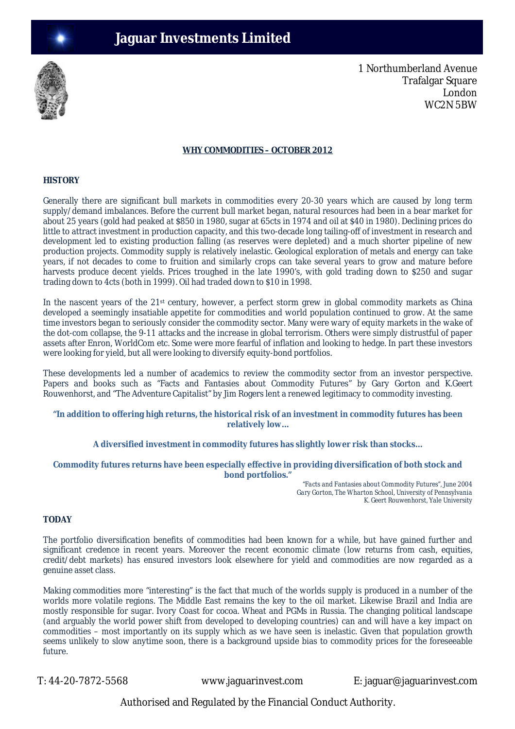# Jaguar Investments Limited

1 Northumberland Avenue
Trafalgar Square
London
WC2N 5BW

## WHY COMMODITIES – OCTOBER 2012

### HISTORY

Generally there are significant bull markets in commodities every 20-30 years which are caused by long term supply/demand imbalances. Before the current bull market began, natural resources had been in a bear market for about 25 years (gold had peaked at $850 in 1980, sugar at 65cts in 1974 and oil at $40 in 1980). Declining prices do little to attract investment in production capacity, and this two-decade long tailing-off of investment in research and development led to existing production falling (as reserves were depleted) and a much shorter pipeline of new production projects. Commodity supply is relatively inelastic. Geological exploration of metals and energy can take years, if not decades to come to fruition and similarly crops can take several years to grow and mature before harvests produce decent yields. Prices troughed in the late 1990's, with gold trading down to $250 and sugar trading down to 4cts (both in 1999). Oil had traded down to $10 in 1998.

In the nascent years of the 21st century, however, a perfect storm grew in global commodity markets as China developed a seemingly insatiable appetite for commodities and world population continued to grow. At the same time investors began to seriously consider the commodity sector. Many were wary of equity markets in the wake of the dot-com collapse, the 9-11 attacks and the increase in global terrorism. Others were simply distrustful of paper assets after Enron, WorldCom etc. Some were more fearful of inflation and looking to hedge. In part these investors were looking for yield, but all were looking to diversify equity-bond portfolios.

These developments led a number of academics to review the commodity sector from an investor perspective. Papers and books such as "Facts and Fantasies about Commodity Futures" by Gary Gorton and K.Geert Rouwenhorst, and "The Adventure Capitalist" by Jim Rogers lent a renewed legitimacy to commodity investing.

> **"In addition to offering high returns, the historical risk of an investment in commodity futures has been relatively low…**
>
> **A diversified investment in commodity futures has slightly lower risk than stocks…**
>
> **Commodity futures returns have been especially effective in providing diversification of both stock and bond portfolios."**
>
> *"Facts and Fantasies about Commodity Futures", June 2004*
> *Gary Gorton, The Wharton School, University of Pennsylvania*
> *K. Geert Rouwenhorst, Yale University*

### TODAY

The portfolio diversification benefits of commodities had been known for a while, but have gained further and significant credence in recent years. Moreover the recent economic climate (low returns from cash, equities, credit/debt markets) has ensured investors look elsewhere for yield and commodities are now regarded as a genuine asset class.

Making commodities more "interesting" is the fact that much of the worlds supply is produced in a number of the worlds more volatile regions. The Middle East remains the key to the oil market. Likewise Brazil and India are mostly responsible for sugar. Ivory Coast for cocoa. Wheat and PGMs in Russia. The changing political landscape (and arguably the world power shift from developed to developing countries) can and will have a key impact on commodities – most importantly on its supply which as we have seen is inelastic. Given that population growth seems unlikely to slow anytime soon, there is a background upside bias to commodity prices for the foreseeable future.

T: 44-20-7872-5568 www.jaguarinvest.com E: jaguar@jaguarinvest.com

Authorised and Regulated by the Financial Conduct Authority.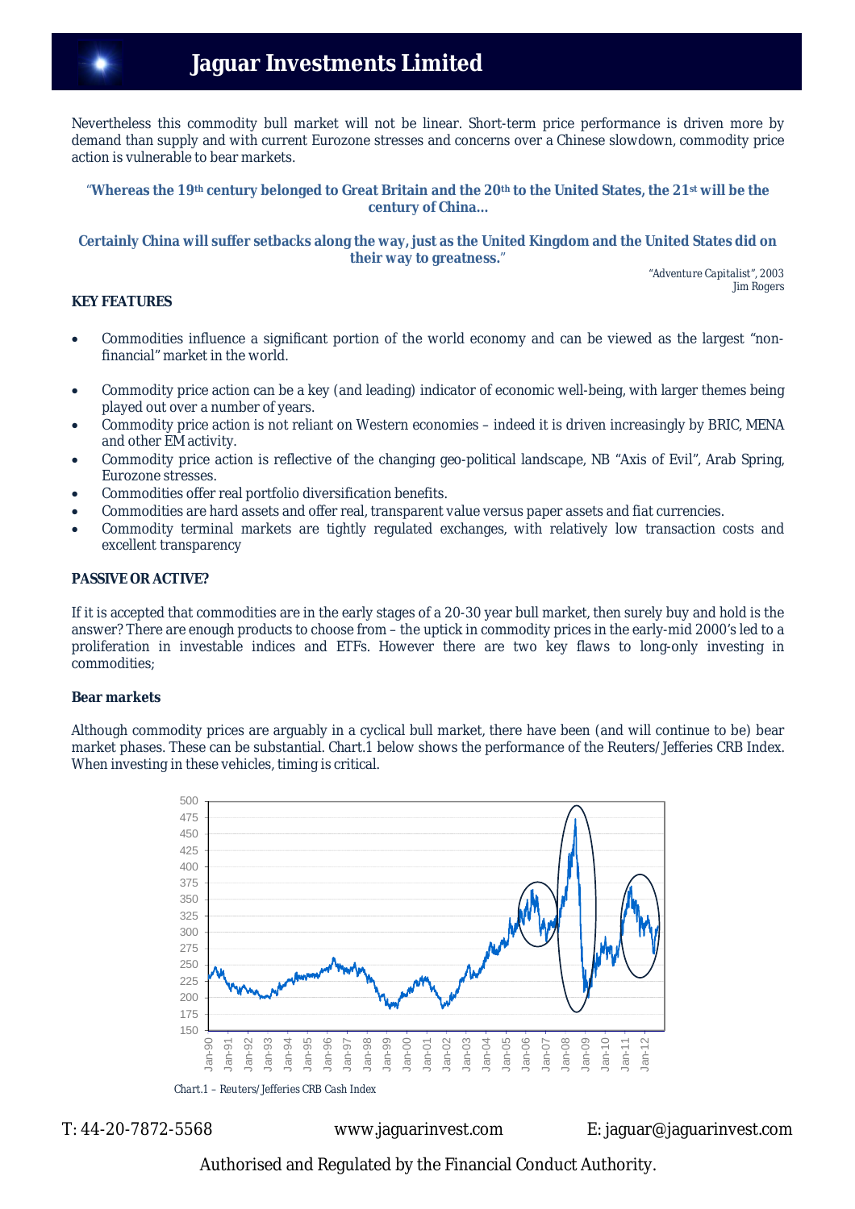Nevertheless this commodity bull market will not be linear. Short-term price performance is driven more by demand than supply and with current Eurozone stresses and concerns over a Chinese slowdown, commodity price action is vulnerable to bear markets.

**"Whereas the 19th century belonged to Great Britain and the 20th to the United States, the 21st will be the century of China…**

**Certainly China will suffer setbacks along the way, just as the United Kingdom and the United States did on their way to greatness."**

"Adventure Capitalist", 2003
Jim Rogers

**KEY FEATURES**

- Commodities influence a significant portion of the world economy and can be viewed as the largest "non-financial" market in the world.
- Commodity price action can be a key (and leading) indicator of economic well-being, with larger themes being played out over a number of years.
- Commodity price action is not reliant on Western economies – indeed it is driven increasingly by BRIC, MENA and other EM activity.
- Commodity price action is reflective of the changing geo-political landscape, NB "Axis of Evil", Arab Spring, Eurozone stresses.
- Commodities offer real portfolio diversification benefits.
- Commodities are hard assets and offer real, transparent value versus paper assets and fiat currencies.
- Commodity terminal markets are tightly regulated exchanges, with relatively low transaction costs and excellent transparency

**PASSIVE OR ACTIVE?**

If it is accepted that commodities are in the early stages of a 20-30 year bull market, then surely buy and hold is the answer? There are enough products to choose from – the uptick in commodity prices in the early-mid 2000's led to a proliferation in investable indices and ETFs. However there are two key flaws to long-only investing in commodities;

**Bear markets**

Although commodity prices are arguably in a cyclical bull market, there have been (and will continue to be) bear market phases. These can be substantial. Chart.1 below shows the performance of the Reuters/Jefferies CRB Index. When investing in these vehicles, timing is critical.

Chart.1 – Reuters/Jefferies CRB Cash Index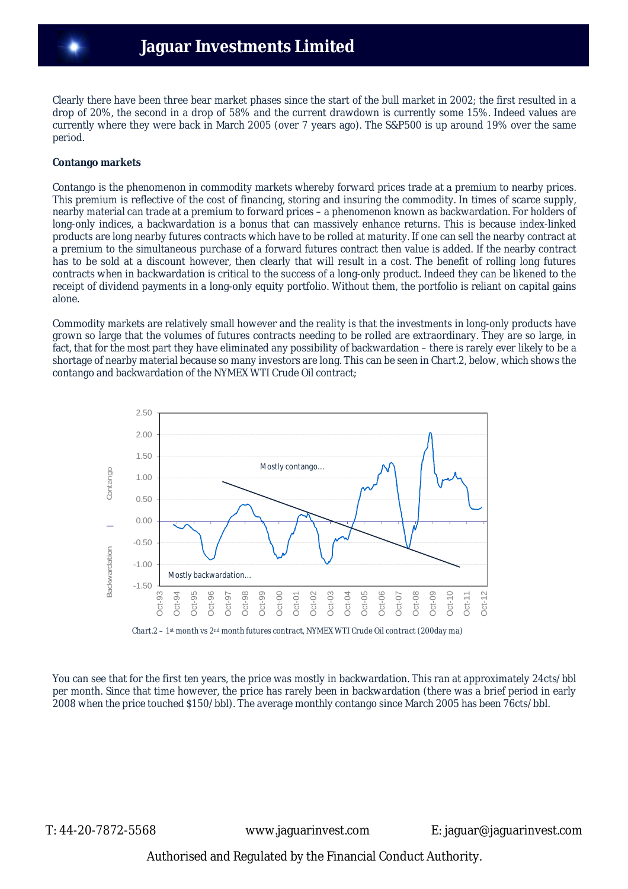Clearly there have been three bear market phases since the start of the bull market in 2002; the first resulted in a drop of 20%, the second in a drop of 58% and the current drawdown is currently some 15%. Indeed values are currently where they were back in March 2005 (over 7 years ago). The S&P500 is up around 19% over the same period.

**Contango markets**

Contango is the phenomenon in commodity markets whereby forward prices trade at a premium to nearby prices. This premium is reflective of the cost of financing, storing and insuring the commodity. In times of scarce supply, nearby material can trade at a premium to forward prices – a phenomenon known as backwardation. For holders of long-only indices, a backwardation is a bonus that can massively enhance returns. This is because index-linked products are long nearby futures contracts which have to be rolled at maturity. If one can sell the nearby contract at a premium to the simultaneous purchase of a forward futures contract then value is added. If the nearby contract has to be sold at a discount however, then clearly that will result in a cost. The benefit of rolling long futures contracts when in backwardation is critical to the success of a long-only product. Indeed they can be likened to the receipt of dividend payments in a long-only equity portfolio. Without them, the portfolio is reliant on capital gains alone.

Commodity markets are relatively small however and the reality is that the investments in long-only products have grown so large that the volumes of futures contracts needing to be rolled are extraordinary. They are so large, in fact, that for the most part they have eliminated any possibility of backwardation – there is rarely ever likely to be a shortage of nearby material because so many investors are long. This can be seen in Chart.2, below, which shows the contango and backwardation of the NYMEX WTI Crude Oil contract;

Chart.2 – 1st month vs 2nd month futures contract, NYMEX WTI Crude Oil contract (200day ma)

You can see that for the first ten years, the price was mostly in backwardation. This ran at approximately 24cts/bbl per month. Since that time however, the price has rarely been in backwardation (there was a brief period in early 2008 when the price touched $150/bbl). The average monthly contango since March 2005 has been 76cts/bbl.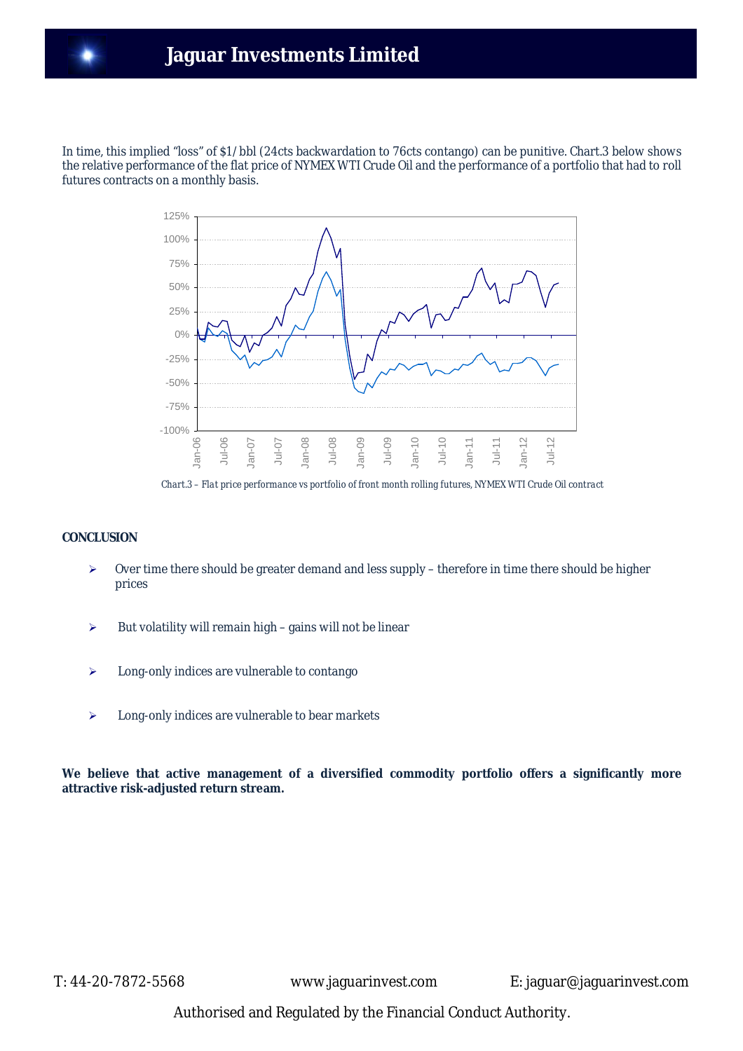In time, this implied "loss" of $1/bbl (24cts backwardation to 76cts contango) can be punitive. Chart.3 below shows the relative performance of the flat price of NYMEX WTI Crude Oil and the performance of a portfolio that had to roll futures contracts on a monthly basis.

125%
100%
75%
50%
25%
0%
-25%
-50%
-75%
-100%

Jan-06
Jul-06
Jan-07
Jul-07
Jan-08
Jul-08
Jan-09
Jul-09
Jan-10
Jul-10
Jan-11
Jul-11
Jan-12
Jul-12

*Chart.3 – Flat price performance vs portfolio of front month rolling futures, NYMEX WTI Crude Oil contract*

**CONCLUSION**

- Over time there should be greater demand and less supply – therefore in time there should be higher prices
- But volatility will remain high – gains will not be linear
- Long-only indices are vulnerable to contango
- Long-only indices are vulnerable to bear markets

**We believe that active management of a diversified commodity portfolio offers a significantly more attractive risk-adjusted return stream.**